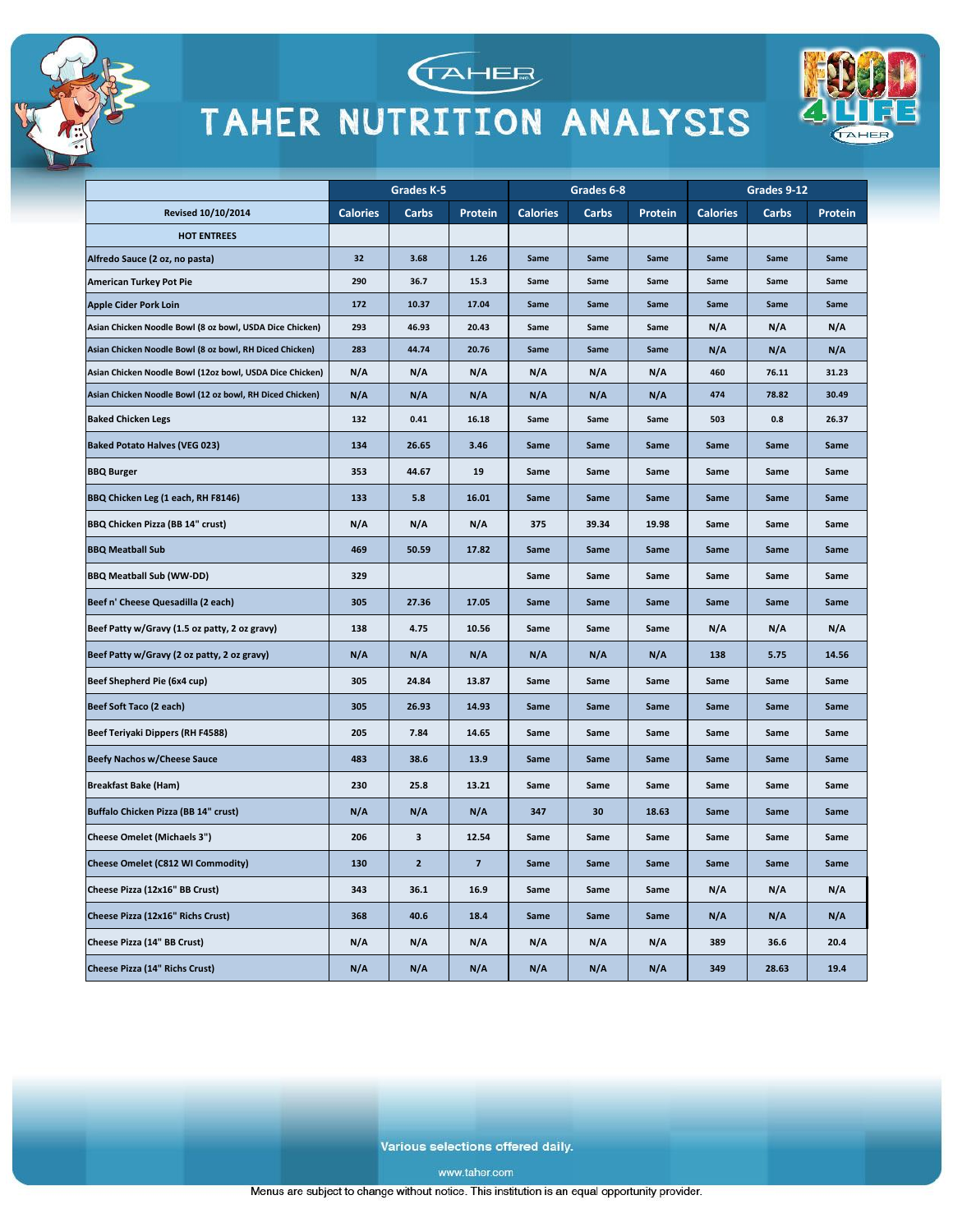# TAHER NUTRITION ANALYSIS

| | Grades K-5 | | | Grades 6-8 | | | Grades 9-12 | | |
|---|---|---|---|---|---|---|---|---|---|
| Revised 10/10/2014 | Calories | Carbs | Protein | Calories | Carbs | Protein | Calories | Carbs | Protein |
| HOT ENTREES | | | | | | | | | |
| Alfredo Sauce (2 oz, no pasta) | 32 | 3.68 | 1.26 | Same | Same | Same | Same | Same | Same |
| American Turkey Pot Pie | 290 | 36.7 | 15.3 | Same | Same | Same | Same | Same | Same |
| Apple Cider Pork Loin | 172 | 10.37 | 17.04 | Same | Same | Same | Same | Same | Same |
| Asian Chicken Noodle Bowl (8 oz bowl, USDA Dice Chicken) | 293 | 46.93 | 20.43 | Same | Same | Same | N/A | N/A | N/A |
| Asian Chicken Noodle Bowl (8 oz bowl, RH Diced Chicken) | 283 | 44.74 | 20.76 | Same | Same | Same | N/A | N/A | N/A |
| Asian Chicken Noodle Bowl (12oz bowl, USDA Dice Chicken) | N/A | N/A | N/A | N/A | N/A | N/A | 460 | 76.11 | 31.23 |
| Asian Chicken Noodle Bowl (12 oz bowl, RH Diced Chicken) | N/A | N/A | N/A | N/A | N/A | N/A | 474 | 78.82 | 30.49 |
| Baked Chicken Legs | 132 | 0.41 | 16.18 | Same | Same | Same | 503 | 0.8 | 26.37 |
| Baked Potato Halves (VEG 023) | 134 | 26.65 | 3.46 | Same | Same | Same | Same | Same | Same |
| BBQ Burger | 353 | 44.67 | 19 | Same | Same | Same | Same | Same | Same |
| BBQ Chicken Leg (1 each, RH F8146) | 133 | 5.8 | 16.01 | Same | Same | Same | Same | Same | Same |
| BBQ Chicken Pizza (BB 14" crust) | N/A | N/A | N/A | 375 | 39.34 | 19.98 | Same | Same | Same |
| BBQ Meatball Sub | 469 | 50.59 | 17.82 | Same | Same | Same | Same | Same | Same |
| BBQ Meatball Sub (WW-DD) | 329 | | | Same | Same | Same | Same | Same | Same |
| Beef n' Cheese Quesadilla (2 each) | 305 | 27.36 | 17.05 | Same | Same | Same | Same | Same | Same |
| Beef Patty w/Gravy (1.5 oz patty, 2 oz gravy) | 138 | 4.75 | 10.56 | Same | Same | Same | N/A | N/A | N/A |
| Beef Patty w/Gravy (2 oz patty, 2 oz gravy) | N/A | N/A | N/A | N/A | N/A | N/A | 138 | 5.75 | 14.56 |
| Beef Shepherd Pie (6x4 cup) | 305 | 24.84 | 13.87 | Same | Same | Same | Same | Same | Same |
| Beef Soft Taco (2 each) | 305 | 26.93 | 14.93 | Same | Same | Same | Same | Same | Same |
| Beef Teriyaki Dippers (RH F4588) | 205 | 7.84 | 14.65 | Same | Same | Same | Same | Same | Same |
| Beefy Nachos w/Cheese Sauce | 483 | 38.6 | 13.9 | Same | Same | Same | Same | Same | Same |
| Breakfast Bake (Ham) | 230 | 25.8 | 13.21 | Same | Same | Same | Same | Same | Same |
| Buffalo Chicken Pizza (BB 14" crust) | N/A | N/A | N/A | 347 | 30 | 18.63 | Same | Same | Same |
| Cheese Omelet (Michaels 3") | 206 | 3 | 12.54 | Same | Same | Same | Same | Same | Same |
| Cheese Omelet (C812 WI Commodity) | 130 | 2 | 7 | Same | Same | Same | Same | Same | Same |
| Cheese Pizza (12x16" BB Crust) | 343 | 36.1 | 16.9 | Same | Same | Same | N/A | N/A | N/A |
| Cheese Pizza (12x16" Richs Crust) | 368 | 40.6 | 18.4 | Same | Same | Same | N/A | N/A | N/A |
| Cheese Pizza (14" BB Crust) | N/A | N/A | N/A | N/A | N/A | N/A | 389 | 36.6 | 20.4 |
| Cheese Pizza (14" Richs Crust) | N/A | N/A | N/A | N/A | N/A | N/A | 349 | 28.63 | 19.4 |

Various selections offered daily.

www.tahor.com

Menus are subject to change without notice. This institution is an equal opportunity provider.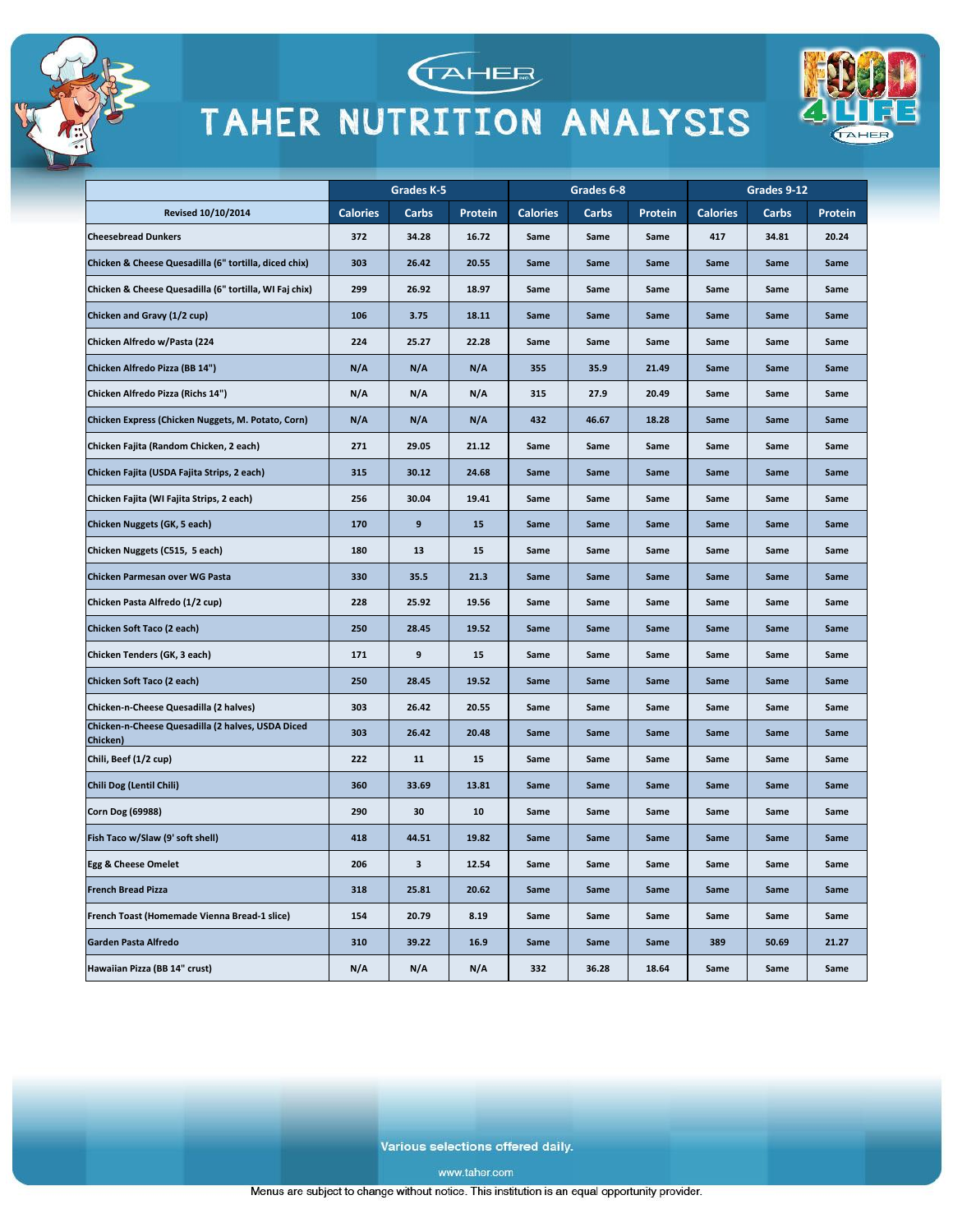# TAHER NUTRITION ANALYSIS

| Revised 10/10/2014 | Grades K-5 | | | Grades 6-8 | | | Grades 9-12 | | |
|---|---|---|---|---|---|---|---|---|---|
| | Calories | Carbs | Protein | Calories | Carbs | Protein | Calories | Carbs | Protein |
| Cheesebread Dunkers | 372 | 34.28 | 16.72 | Same | Same | Same | 417 | 34.81 | 20.24 |
| Chicken & Cheese Quesadilla (6" tortilla, diced chix) | 303 | 26.42 | 20.55 | Same | Same | Same | Same | Same | Same |
| Chicken & Cheese Quesadilla (6" tortilla, WI Faj chix) | 299 | 26.92 | 18.97 | Same | Same | Same | Same | Same | Same |
| Chicken and Gravy (1/2 cup) | 106 | 3.75 | 18.11 | Same | Same | Same | Same | Same | Same |
| Chicken Alfredo w/Pasta (224 | 224 | 25.27 | 22.28 | Same | Same | Same | Same | Same | Same |
| Chicken Alfredo Pizza (BB 14") | N/A | N/A | N/A | 355 | 35.9 | 21.49 | Same | Same | Same |
| Chicken Alfredo Pizza (Richs 14") | N/A | N/A | N/A | 315 | 27.9 | 20.49 | Same | Same | Same |
| Chicken Express (Chicken Nuggets, M. Potato, Corn) | N/A | N/A | N/A | 432 | 46.67 | 18.28 | Same | Same | Same |
| Chicken Fajita (Random Chicken, 2 each) | 271 | 29.05 | 21.12 | Same | Same | Same | Same | Same | Same |
| Chicken Fajita (USDA Fajita Strips, 2 each) | 315 | 30.12 | 24.68 | Same | Same | Same | Same | Same | Same |
| Chicken Fajita (WI Fajita Strips, 2 each) | 256 | 30.04 | 19.41 | Same | Same | Same | Same | Same | Same |
| Chicken Nuggets (GK, 5 each) | 170 | 9 | 15 | Same | Same | Same | Same | Same | Same |
| Chicken Nuggets (C515, 5 each) | 180 | 13 | 15 | Same | Same | Same | Same | Same | Same |
| Chicken Parmesan over WG Pasta | 330 | 35.5 | 21.3 | Same | Same | Same | Same | Same | Same |
| Chicken Pasta Alfredo (1/2 cup) | 228 | 25.92 | 19.56 | Same | Same | Same | Same | Same | Same |
| Chicken Soft Taco (2 each) | 250 | 28.45 | 19.52 | Same | Same | Same | Same | Same | Same |
| Chicken Tenders (GK, 3 each) | 171 | 9 | 15 | Same | Same | Same | Same | Same | Same |
| Chicken Soft Taco (2 each) | 250 | 28.45 | 19.52 | Same | Same | Same | Same | Same | Same |
| Chicken-n-Cheese Quesadilla (2 halves) | 303 | 26.42 | 20.55 | Same | Same | Same | Same | Same | Same |
| Chicken-n-Cheese Quesadilla (2 halves, USDA Diced Chicken) | 303 | 26.42 | 20.48 | Same | Same | Same | Same | Same | Same |
| Chili, Beef (1/2 cup) | 222 | 11 | 15 | Same | Same | Same | Same | Same | Same |
| Chili Dog (Lentil Chili) | 360 | 33.69 | 13.81 | Same | Same | Same | Same | Same | Same |
| Corn Dog (69988) | 290 | 30 | 10 | Same | Same | Same | Same | Same | Same |
| Fish Taco w/Slaw (9' soft shell) | 418 | 44.51 | 19.82 | Same | Same | Same | Same | Same | Same |
| Egg & Cheese Omelet | 206 | 3 | 12.54 | Same | Same | Same | Same | Same | Same |
| French Bread Pizza | 318 | 25.81 | 20.62 | Same | Same | Same | Same | Same | Same |
| French Toast (Homemade Vienna Bread-1 slice) | 154 | 20.79 | 8.19 | Same | Same | Same | Same | Same | Same |
| Garden Pasta Alfredo | 310 | 39.22 | 16.9 | Same | Same | Same | 389 | 50.69 | 21.27 |
| Hawaiian Pizza (BB 14" crust) | N/A | N/A | N/A | 332 | 36.28 | 18.64 | Same | Same | Same |

Various selections offered daily.

www.tahor.com

Menus are subject to change without notice. This institution is an equal opportunity provider.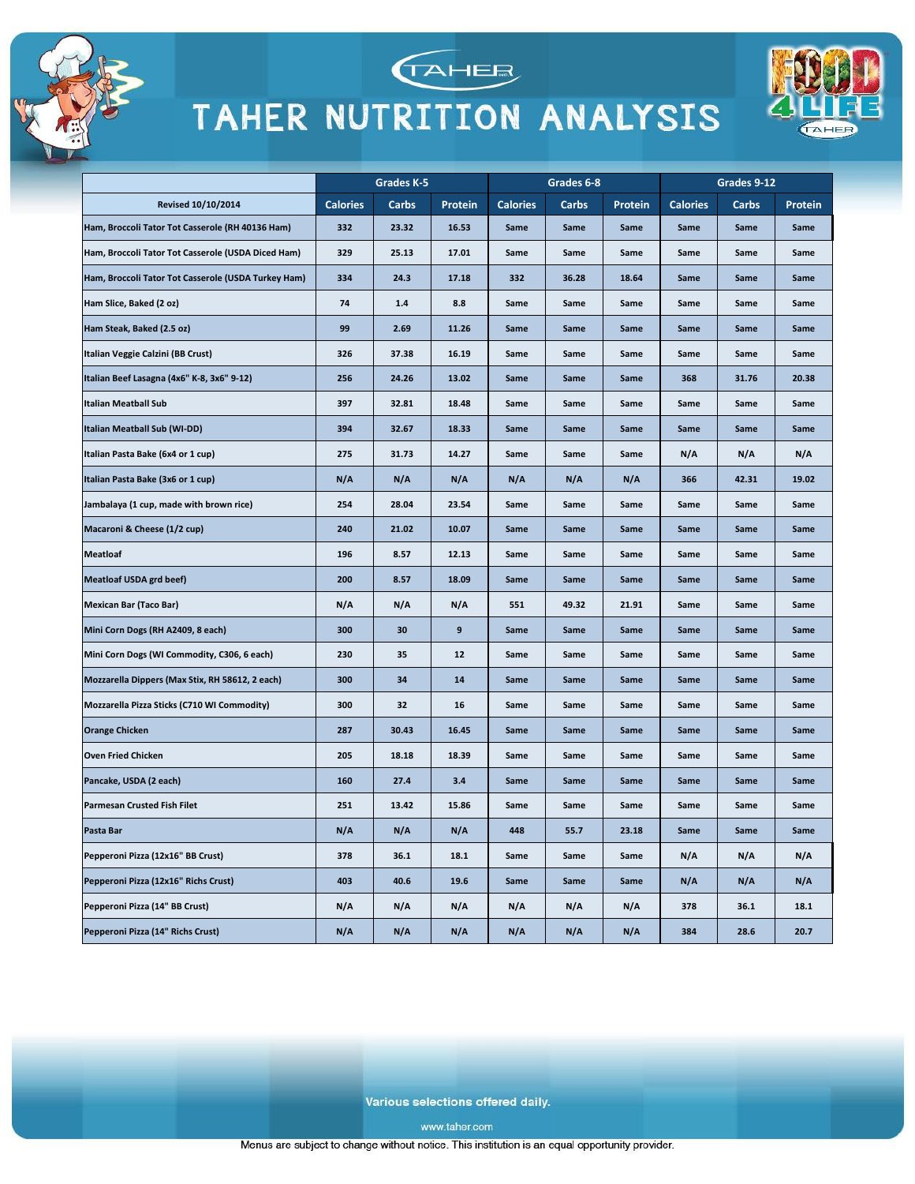# TAHER NUTRITION ANALYSIS

| Revised 10/10/2014 | Grades K-5 | | | Grades 6-8 | | | Grades 9-12 | | |
|---|---|---|---|---|---|---|---|---|---|
| | Calories | Carbs | Protein | Calories | Carbs | Protein | Calories | Carbs | Protein |
| Ham, Broccoli Tator Tot Casserole (RH 40136 Ham) | 332 | 23.32 | 16.53 | Same | Same | Same | Same | Same | Same |
| Ham, Broccoli Tator Tot Casserole (USDA Diced Ham) | 329 | 25.13 | 17.01 | Same | Same | Same | Same | Same | Same |
| Ham, Broccoli Tator Tot Casserole (USDA Turkey Ham) | 334 | 24.3 | 17.18 | 332 | 36.28 | 18.64 | Same | Same | Same |
| Ham Slice, Baked (2 oz) | 74 | 1.4 | 8.8 | Same | Same | Same | Same | Same | Same |
| Ham Steak, Baked (2.5 oz) | 99 | 2.69 | 11.26 | Same | Same | Same | Same | Same | Same |
| Italian Veggie Calzini (BB Crust) | 326 | 37.38 | 16.19 | Same | Same | Same | Same | Same | Same |
| Italian Beef Lasagna (4x6" K-8, 3x6" 9-12) | 256 | 24.26 | 13.02 | Same | Same | Same | 368 | 31.76 | 20.38 |
| Italian Meatball Sub | 397 | 32.81 | 18.48 | Same | Same | Same | Same | Same | Same |
| Italian Meatball Sub (WI-DD) | 394 | 32.67 | 18.33 | Same | Same | Same | Same | Same | Same |
| Italian Pasta Bake (6x4 or 1 cup) | 275 | 31.73 | 14.27 | Same | Same | Same | N/A | N/A | N/A |
| Italian Pasta Bake (3x6 or 1 cup) | N/A | N/A | N/A | N/A | N/A | N/A | 366 | 42.31 | 19.02 |
| Jambalaya (1 cup, made with brown rice) | 254 | 28.04 | 23.54 | Same | Same | Same | Same | Same | Same |
| Macaroni & Cheese (1/2 cup) | 240 | 21.02 | 10.07 | Same | Same | Same | Same | Same | Same |
| Meatloaf | 196 | 8.57 | 12.13 | Same | Same | Same | Same | Same | Same |
| Meatloaf USDA grd beef) | 200 | 8.57 | 18.09 | Same | Same | Same | Same | Same | Same |
| Mexican Bar (Taco Bar) | N/A | N/A | N/A | 551 | 49.32 | 21.91 | Same | Same | Same |
| Mini Corn Dogs (RH A2409, 8 each) | 300 | 30 | 9 | Same | Same | Same | Same | Same | Same |
| Mini Corn Dogs (WI Commodity, C306, 6 each) | 230 | 35 | 12 | Same | Same | Same | Same | Same | Same |
| Mozzarella Dippers (Max Stix, RH 58612, 2 each) | 300 | 34 | 14 | Same | Same | Same | Same | Same | Same |
| Mozzarella Pizza Sticks (C710 WI Commodity) | 300 | 32 | 16 | Same | Same | Same | Same | Same | Same |
| Orange Chicken | 287 | 30.43 | 16.45 | Same | Same | Same | Same | Same | Same |
| Oven Fried Chicken | 205 | 18.18 | 18.39 | Same | Same | Same | Same | Same | Same |
| Pancake, USDA (2 each) | 160 | 27.4 | 3.4 | Same | Same | Same | Same | Same | Same |
| Parmesan Crusted Fish Filet | 251 | 13.42 | 15.86 | Same | Same | Same | Same | Same | Same |
| Pasta Bar | N/A | N/A | N/A | 448 | 55.7 | 23.18 | Same | Same | Same |
| Pepperoni Pizza (12x16" BB Crust) | 378 | 36.1 | 18.1 | Same | Same | Same | N/A | N/A | N/A |
| Pepperoni Pizza (12x16" Richs Crust) | 403 | 40.6 | 19.6 | Same | Same | Same | N/A | N/A | N/A |
| Pepperoni Pizza (14" BB Crust) | N/A | N/A | N/A | N/A | N/A | N/A | 378 | 36.1 | 18.1 |
| Pepperoni Pizza (14" Richs Crust) | N/A | N/A | N/A | N/A | N/A | N/A | 384 | 28.6 | 20.7 |

Various selections offered daily.

www.tahor.com

Menus are subject to change without notice. This institution is an equal opportunity provider.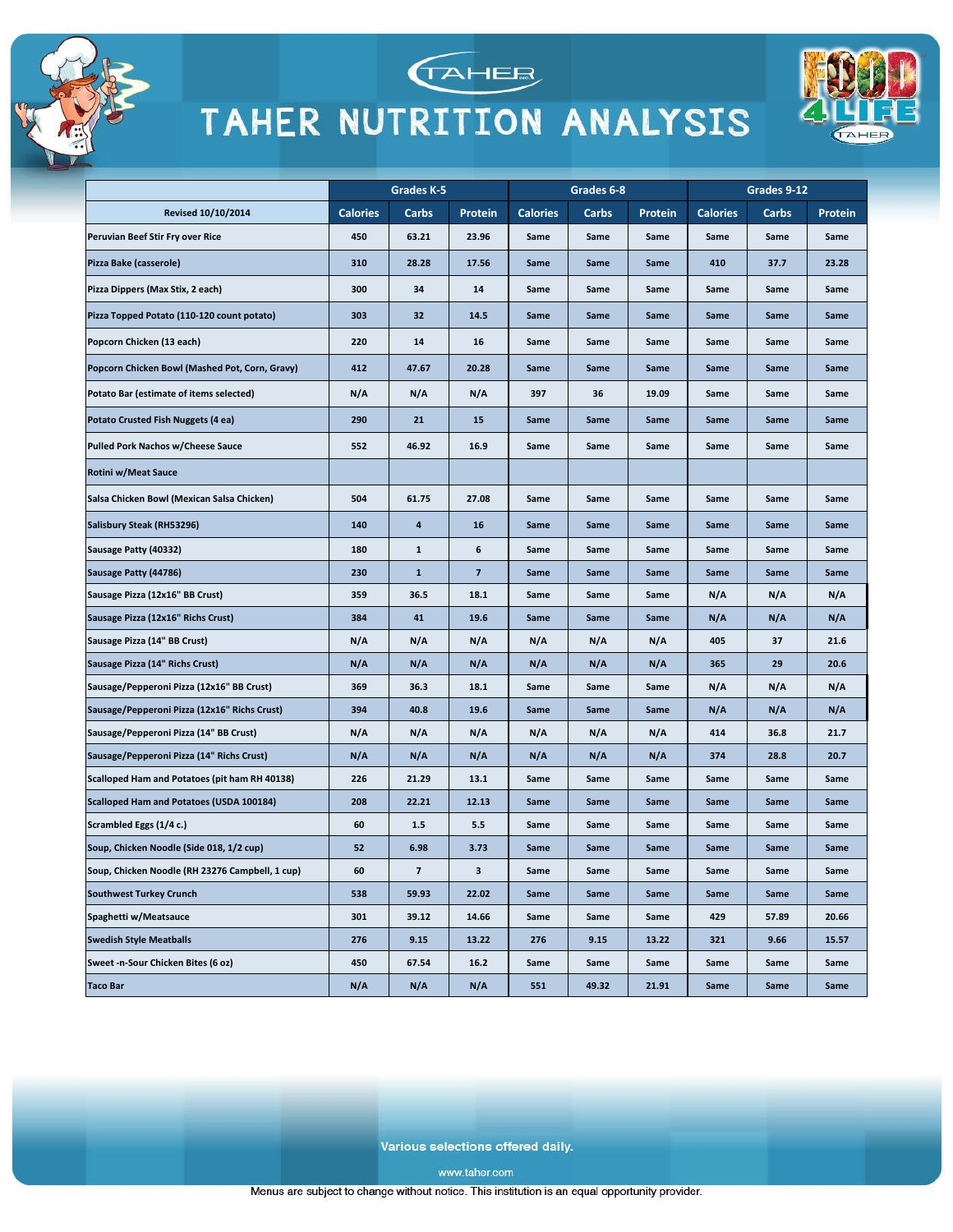# TAHER NUTRITION ANALYSIS

| Revised 10/10/2014 | Grades K-5 | | | Grades 6-8 | | | Grades 9-12 | | |
|---|---|---|---|---|---|---|---|---|---|
| | Calories | Carbs | Protein | Calories | Carbs | Protein | Calories | Carbs | Protein |
| Peruvian Beef Stir Fry over Rice | 450 | 63.21 | 23.96 | Same | Same | Same | Same | Same | Same |
| Pizza Bake (casserole) | 310 | 28.28 | 17.56 | Same | Same | Same | 410 | 37.7 | 23.28 |
| Pizza Dippers (Max Stix, 2 each) | 300 | 34 | 14 | Same | Same | Same | Same | Same | Same |
| Pizza Topped Potato (110-120 count potato) | 303 | 32 | 14.5 | Same | Same | Same | Same | Same | Same |
| Popcorn Chicken (13 each) | 220 | 14 | 16 | Same | Same | Same | Same | Same | Same |
| Popcorn Chicken Bowl (Mashed Pot, Corn, Gravy) | 412 | 47.67 | 20.28 | Same | Same | Same | Same | Same | Same |
| Potato Bar (estimate of items selected) | N/A | N/A | N/A | 397 | 36 | 19.09 | Same | Same | Same |
| Potato Crusted Fish Nuggets (4 ea) | 290 | 21 | 15 | Same | Same | Same | Same | Same | Same |
| Pulled Pork Nachos w/Cheese Sauce | 552 | 46.92 | 16.9 | Same | Same | Same | Same | Same | Same |
| Rotini w/Meat Sauce | | | | | | | | | |
| Salsa Chicken Bowl (Mexican Salsa Chicken) | 504 | 61.75 | 27.08 | Same | Same | Same | Same | Same | Same |
| Salisbury Steak (RH53296) | 140 | 4 | 16 | Same | Same | Same | Same | Same | Same |
| Sausage Patty (40332) | 180 | 1 | 6 | Same | Same | Same | Same | Same | Same |
| Sausage Patty (44786) | 230 | 1 | 7 | Same | Same | Same | Same | Same | Same |
| Sausage Pizza (12x16" BB Crust) | 359 | 36.5 | 18.1 | Same | Same | Same | N/A | N/A | N/A |
| Sausage Pizza (12x16" Richs Crust) | 384 | 41 | 19.6 | Same | Same | Same | N/A | N/A | N/A |
| Sausage Pizza (14" BB Crust) | N/A | N/A | N/A | N/A | N/A | N/A | 405 | 37 | 21.6 |
| Sausage Pizza (14" Richs Crust) | N/A | N/A | N/A | N/A | N/A | N/A | 365 | 29 | 20.6 |
| Sausage/Pepperoni Pizza (12x16" BB Crust) | 369 | 36.3 | 18.1 | Same | Same | Same | N/A | N/A | N/A |
| Sausage/Pepperoni Pizza (12x16" Richs Crust) | 394 | 40.8 | 19.6 | Same | Same | Same | N/A | N/A | N/A |
| Sausage/Pepperoni Pizza (14" BB Crust) | N/A | N/A | N/A | N/A | N/A | N/A | 414 | 36.8 | 21.7 |
| Sausage/Pepperoni Pizza (14" Richs Crust) | N/A | N/A | N/A | N/A | N/A | N/A | 374 | 28.8 | 20.7 |
| Scalloped Ham and Potatoes (pit ham RH 40138) | 226 | 21.29 | 13.1 | Same | Same | Same | Same | Same | Same |
| Scalloped Ham and Potatoes (USDA 100184) | 208 | 22.21 | 12.13 | Same | Same | Same | Same | Same | Same |
| Scrambled Eggs (1/4 c.) | 60 | 1.5 | 5.5 | Same | Same | Same | Same | Same | Same |
| Soup, Chicken Noodle (Side 018, 1/2 cup) | 52 | 6.98 | 3.73 | Same | Same | Same | Same | Same | Same |
| Soup, Chicken Noodle (RH 23276 Campbell, 1 cup) | 60 | 7 | 3 | Same | Same | Same | Same | Same | Same |
| Southwest Turkey Crunch | 538 | 59.93 | 22.02 | Same | Same | Same | Same | Same | Same |
| Spaghetti w/Meatsauce | 301 | 39.12 | 14.66 | Same | Same | Same | 429 | 57.89 | 20.66 |
| Swedish Style Meatballs | 276 | 9.15 | 13.22 | 276 | 9.15 | 13.22 | 321 | 9.66 | 15.57 |
| Sweet -n-Sour Chicken Bites (6 oz) | 450 | 67.54 | 16.2 | Same | Same | Same | Same | Same | Same |
| Taco Bar | N/A | N/A | N/A | 551 | 49.32 | 21.91 | Same | Same | Same |

Various selections offered daily.

www.taher.com

Menus are subject to change without notice. This institution is an equal opportunity provider.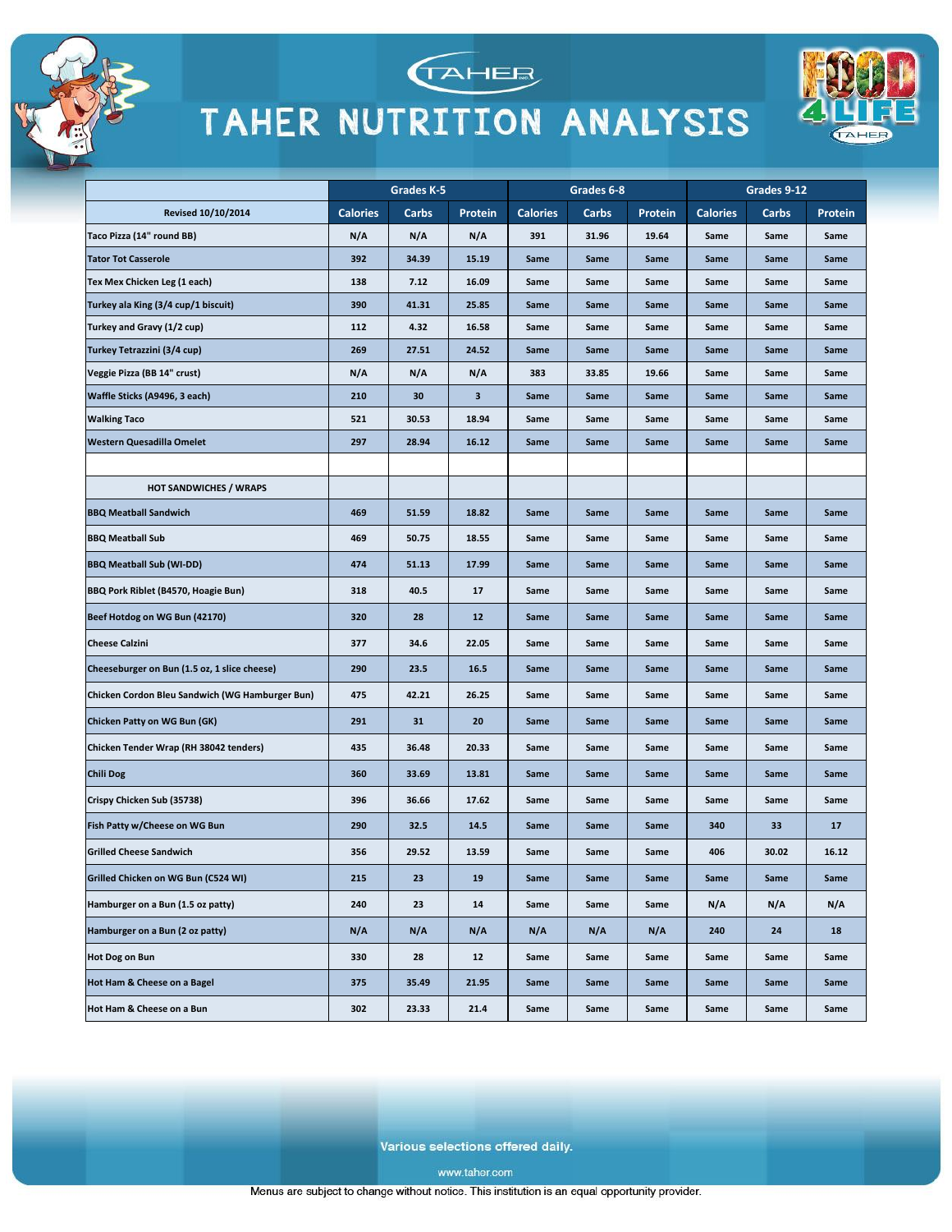# TAHER NUTRITION ANALYSIS

| Revised 10/10/2014 | Grades K-5 | | | Grades 6-8 | | | Grades 9-12 | | |
|---|---|---|---|---|---|---|---|---|---|
| | Calories | Carbs | Protein | Calories | Carbs | Protein | Calories | Carbs | Protein |
| Taco Pizza (14" round BB) | N/A | N/A | N/A | 391 | 31.96 | 19.64 | Same | Same | Same |
| Tator Tot Casserole | 392 | 34.39 | 15.19 | Same | Same | Same | Same | Same | Same |
| Tex Mex Chicken Leg (1 each) | 138 | 7.12 | 16.09 | Same | Same | Same | Same | Same | Same |
| Turkey ala King (3/4 cup/1 biscuit) | 390 | 41.31 | 25.85 | Same | Same | Same | Same | Same | Same |
| Turkey and Gravy (1/2 cup) | 112 | 4.32 | 16.58 | Same | Same | Same | Same | Same | Same |
| Turkey Tetrazzini (3/4 cup) | 269 | 27.51 | 24.52 | Same | Same | Same | Same | Same | Same |
| Veggie Pizza (BB 14" crust) | N/A | N/A | N/A | 383 | 33.85 | 19.66 | Same | Same | Same |
| Waffle Sticks (A9496, 3 each) | 210 | 30 | 3 | Same | Same | Same | Same | Same | Same |
| Walking Taco | 521 | 30.53 | 18.94 | Same | Same | Same | Same | Same | Same |
| Western Quesadilla Omelet | 297 | 28.94 | 16.12 | Same | Same | Same | Same | Same | Same |
| | | | | | | | | | |
| HOT SANDWICHES / WRAPS | | | | | | | | | |
| BBQ Meatball Sandwich | 469 | 51.59 | 18.82 | Same | Same | Same | Same | Same | Same |
| BBQ Meatball Sub | 469 | 50.75 | 18.55 | Same | Same | Same | Same | Same | Same |
| BBQ Meatball Sub (WI-DD) | 474 | 51.13 | 17.99 | Same | Same | Same | Same | Same | Same |
| BBQ Pork Riblet (B4570, Hoagie Bun) | 318 | 40.5 | 17 | Same | Same | Same | Same | Same | Same |
| Beef Hotdog on WG Bun (42170) | 320 | 28 | 12 | Same | Same | Same | Same | Same | Same |
| Cheese Calzini | 377 | 34.6 | 22.05 | Same | Same | Same | Same | Same | Same |
| Cheeseburger on Bun (1.5 oz, 1 slice cheese) | 290 | 23.5 | 16.5 | Same | Same | Same | Same | Same | Same |
| Chicken Cordon Bleu Sandwich (WG Hamburger Bun) | 475 | 42.21 | 26.25 | Same | Same | Same | Same | Same | Same |
| Chicken Patty on WG Bun (GK) | 291 | 31 | 20 | Same | Same | Same | Same | Same | Same |
| Chicken Tender Wrap (RH 38042 tenders) | 435 | 36.48 | 20.33 | Same | Same | Same | Same | Same | Same |
| Chili Dog | 360 | 33.69 | 13.81 | Same | Same | Same | Same | Same | Same |
| Crispy Chicken Sub (35738) | 396 | 36.66 | 17.62 | Same | Same | Same | Same | Same | Same |
| Fish Patty w/Cheese on WG Bun | 290 | 32.5 | 14.5 | Same | Same | Same | 340 | 33 | 17 |
| Grilled Cheese Sandwich | 356 | 29.52 | 13.59 | Same | Same | Same | 406 | 30.02 | 16.12 |
| Grilled Chicken on WG Bun (C524 WI) | 215 | 23 | 19 | Same | Same | Same | Same | Same | Same |
| Hamburger on a Bun (1.5 oz patty) | 240 | 23 | 14 | Same | Same | Same | N/A | N/A | N/A |
| Hamburger on a Bun (2 oz patty) | N/A | N/A | N/A | N/A | N/A | N/A | 240 | 24 | 18 |
| Hot Dog on Bun | 330 | 28 | 12 | Same | Same | Same | Same | Same | Same |
| Hot Ham & Cheese on a Bagel | 375 | 35.49 | 21.95 | Same | Same | Same | Same | Same | Same |
| Hot Ham & Cheese on a Bun | 302 | 23.33 | 21.4 | Same | Same | Same | Same | Same | Same |

Various selections offered daily.

www.tahor.com

Menus are subject to change without notice. This institution is an equal opportunity provider.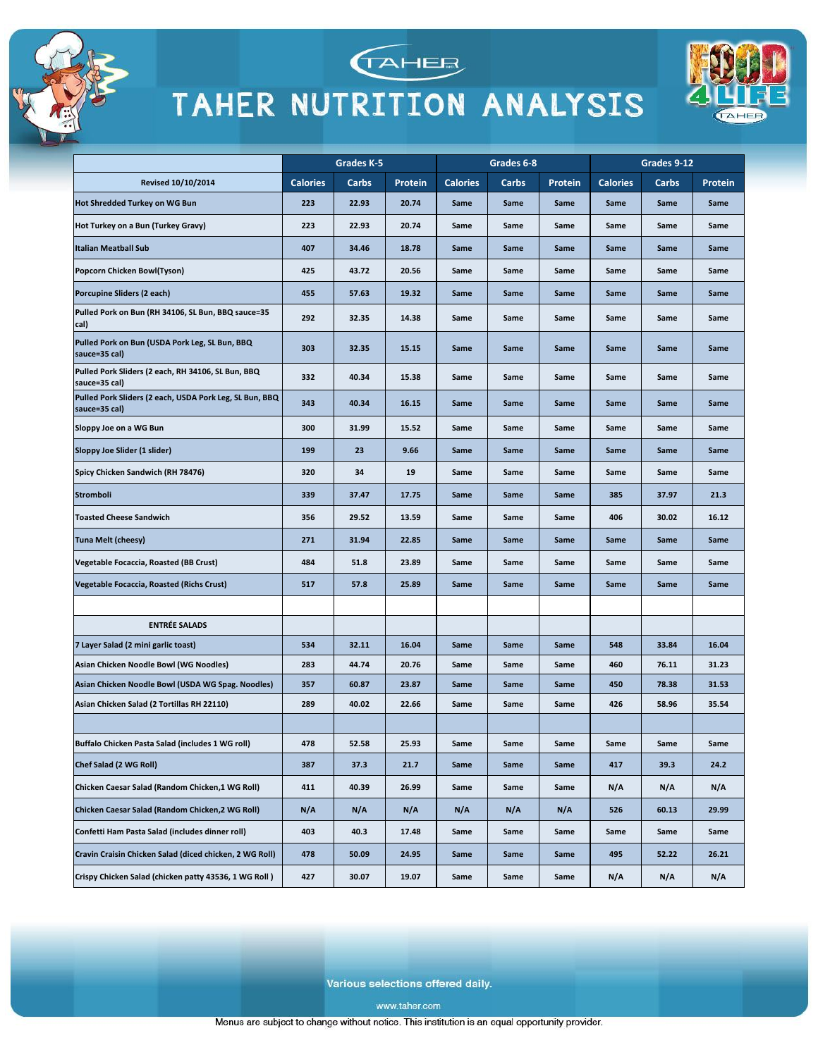# TAHER NUTRITION ANALYSIS

| | Grades K-5 | | | Grades 6-8 | | | Grades 9-12 | | |
|---|---|---|---|---|---|---|---|---|---|
| Revised 10/10/2014 | Calories | Carbs | Protein | Calories | Carbs | Protein | Calories | Carbs | Protein |
| Hot Shredded Turkey on WG Bun | 223 | 22.93 | 20.74 | Same | Same | Same | Same | Same | Same |
| Hot Turkey on a Bun (Turkey Gravy) | 223 | 22.93 | 20.74 | Same | Same | Same | Same | Same | Same |
| Italian Meatball Sub | 407 | 34.46 | 18.78 | Same | Same | Same | Same | Same | Same |
| Popcorn Chicken Bowl(Tyson) | 425 | 43.72 | 20.56 | Same | Same | Same | Same | Same | Same |
| Porcupine Sliders (2 each) | 455 | 57.63 | 19.32 | Same | Same | Same | Same | Same | Same |
| Pulled Pork on Bun (RH 34106, SL Bun, BBQ sauce=35 cal) | 292 | 32.35 | 14.38 | Same | Same | Same | Same | Same | Same |
| Pulled Pork on Bun (USDA Pork Leg, SL Bun, BBQ sauce=35 cal) | 303 | 32.35 | 15.15 | Same | Same | Same | Same | Same | Same |
| Pulled Pork Sliders (2 each, RH 34106, SL Bun, BBQ sauce=35 cal) | 332 | 40.34 | 15.38 | Same | Same | Same | Same | Same | Same |
| Pulled Pork Sliders (2 each, USDA Pork Leg, SL Bun, BBQ sauce=35 cal) | 343 | 40.34 | 16.15 | Same | Same | Same | Same | Same | Same |
| Sloppy Joe on a WG Bun | 300 | 31.99 | 15.52 | Same | Same | Same | Same | Same | Same |
| Sloppy Joe Slider (1 slider) | 199 | 23 | 9.66 | Same | Same | Same | Same | Same | Same |
| Spicy Chicken Sandwich (RH 78476) | 320 | 34 | 19 | Same | Same | Same | Same | Same | Same |
| Stromboli | 339 | 37.47 | 17.75 | Same | Same | Same | 385 | 37.97 | 21.3 |
| Toasted Cheese Sandwich | 356 | 29.52 | 13.59 | Same | Same | Same | 406 | 30.02 | 16.12 |
| Tuna Melt (cheesy) | 271 | 31.94 | 22.85 | Same | Same | Same | Same | Same | Same |
| Vegetable Focaccia, Roasted (BB Crust) | 484 | 51.8 | 23.89 | Same | Same | Same | Same | Same | Same |
| Vegetable Focaccia, Roasted (Richs Crust) | 517 | 57.8 | 25.89 | Same | Same | Same | Same | Same | Same |
| | | | | | | | | | |
| ENTRÉE SALADS | | | | | | | | | |
| 7 Layer Salad (2 mini garlic toast) | 534 | 32.11 | 16.04 | Same | Same | Same | 548 | 33.84 | 16.04 |
| Asian Chicken Noodle Bowl (WG Noodles) | 283 | 44.74 | 20.76 | Same | Same | Same | 460 | 76.11 | 31.23 |
| Asian Chicken Noodle Bowl (USDA WG Spag. Noodles) | 357 | 60.87 | 23.87 | Same | Same | Same | 450 | 78.38 | 31.53 |
| Asian Chicken Salad (2 Tortillas RH 22110) | 289 | 40.02 | 22.66 | Same | Same | Same | 426 | 58.96 | 35.54 |
| | | | | | | | | | |
| Buffalo Chicken Pasta Salad (includes 1 WG roll) | 478 | 52.58 | 25.93 | Same | Same | Same | Same | Same | Same |
| Chef Salad (2 WG Roll) | 387 | 37.3 | 21.7 | Same | Same | Same | 417 | 39.3 | 24.2 |
| Chicken Caesar Salad (Random Chicken,1 WG Roll) | 411 | 40.39 | 26.99 | Same | Same | Same | N/A | N/A | N/A |
| Chicken Caesar Salad (Random Chicken,2 WG Roll) | N/A | N/A | N/A | N/A | N/A | N/A | 526 | 60.13 | 29.99 |
| Confetti Ham Pasta Salad (includes dinner roll) | 403 | 40.3 | 17.48 | Same | Same | Same | Same | Same | Same |
| Cravin Craisin Chicken Salad (diced chicken, 2 WG Roll) | 478 | 50.09 | 24.95 | Same | Same | Same | 495 | 52.22 | 26.21 |
| Crispy Chicken Salad (chicken patty 43536, 1 WG Roll ) | 427 | 30.07 | 19.07 | Same | Same | Same | N/A | N/A | N/A |

Various selections offered daily.

www.tahor.com

Menus are subject to change without notice. This institution is an equal opportunity provider.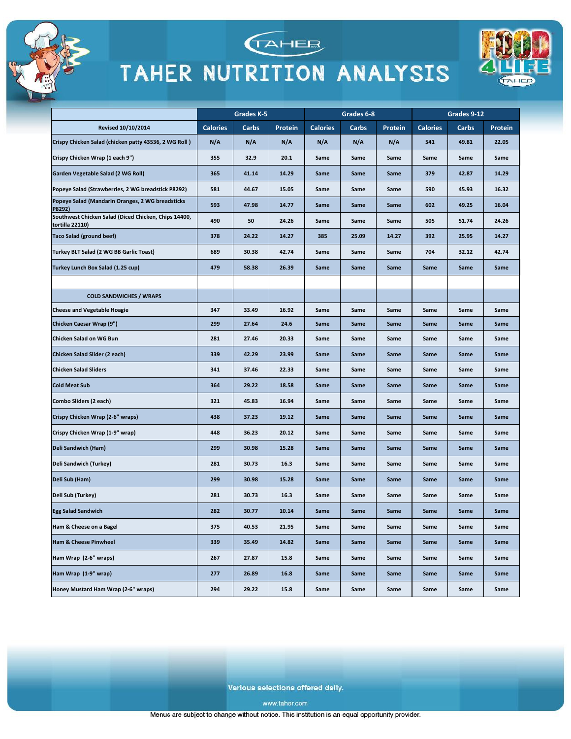# TAHER NUTRITION ANALYSIS

| | Grades K-5 | | | Grades 6-8 | | | Grades 9-12 | | |
|---|---|---|---|---|---|---|---|---|---|
| Revised 10/10/2014 | Calories | Carbs | Protein | Calories | Carbs | Protein | Calories | Carbs | Protein |
| Crispy Chicken Salad (chicken patty 43536, 2 WG Roll ) | N/A | N/A | N/A | N/A | N/A | N/A | 541 | 49.81 | 22.05 |
| Crispy Chicken Wrap (1 each 9") | 355 | 32.9 | 20.1 | Same | Same | Same | Same | Same | Same |
| Garden Vegetable Salad (2 WG Roll) | 365 | 41.14 | 14.29 | Same | Same | Same | 379 | 42.87 | 14.29 |
| Popeye Salad (Strawberries, 2 WG breadstick P8292) | 581 | 44.67 | 15.05 | Same | Same | Same | 590 | 45.93 | 16.32 |
| Popeye Salad (Mandarin Oranges, 2 WG breadsticks P8292) | 593 | 47.98 | 14.77 | Same | Same | Same | 602 | 49.25 | 16.04 |
| Southwest Chicken Salad (Diced Chicken, Chips 14400, tortilla 22110) | 490 | 50 | 24.26 | Same | Same | Same | 505 | 51.74 | 24.26 |
| Taco Salad (ground beef) | 378 | 24.22 | 14.27 | 385 | 25.09 | 14.27 | 392 | 25.95 | 14.27 |
| Turkey BLT Salad (2 WG BB Garlic Toast) | 689 | 30.38 | 42.74 | Same | Same | Same | 704 | 32.12 | 42.74 |
| Turkey Lunch Box Salad (1.25 cup) | 479 | 58.38 | 26.39 | Same | Same | Same | Same | Same | Same |
| | | | | | | | | | |
| COLD SANDWICHES / WRAPS | | | | | | | | | |
| Cheese and Vegetable Hoagie | 347 | 33.49 | 16.92 | Same | Same | Same | Same | Same | Same |
| Chicken Caesar Wrap (9") | 299 | 27.64 | 24.6 | Same | Same | Same | Same | Same | Same |
| Chicken Salad on WG Bun | 281 | 27.46 | 20.33 | Same | Same | Same | Same | Same | Same |
| Chicken Salad Slider (2 each) | 339 | 42.29 | 23.99 | Same | Same | Same | Same | Same | Same |
| Chicken Salad Sliders | 341 | 37.46 | 22.33 | Same | Same | Same | Same | Same | Same |
| Cold Meat Sub | 364 | 29.22 | 18.58 | Same | Same | Same | Same | Same | Same |
| Combo Sliders (2 each) | 321 | 45.83 | 16.94 | Same | Same | Same | Same | Same | Same |
| Crispy Chicken Wrap (2-6" wraps) | 438 | 37.23 | 19.12 | Same | Same | Same | Same | Same | Same |
| Crispy Chicken Wrap (1-9" wrap) | 448 | 36.23 | 20.12 | Same | Same | Same | Same | Same | Same |
| Deli Sandwich (Ham) | 299 | 30.98 | 15.28 | Same | Same | Same | Same | Same | Same |
| Deli Sandwich (Turkey) | 281 | 30.73 | 16.3 | Same | Same | Same | Same | Same | Same |
| Deli Sub (Ham) | 299 | 30.98 | 15.28 | Same | Same | Same | Same | Same | Same |
| Deli Sub (Turkey) | 281 | 30.73 | 16.3 | Same | Same | Same | Same | Same | Same |
| Egg Salad Sandwich | 282 | 30.77 | 10.14 | Same | Same | Same | Same | Same | Same |
| Ham & Cheese on a Bagel | 375 | 40.53 | 21.95 | Same | Same | Same | Same | Same | Same |
| Ham & Cheese Pinwheel | 339 | 35.49 | 14.82 | Same | Same | Same | Same | Same | Same |
| Ham Wrap (2-6" wraps) | 267 | 27.87 | 15.8 | Same | Same | Same | Same | Same | Same |
| Ham Wrap (1-9" wrap) | 277 | 26.89 | 16.8 | Same | Same | Same | Same | Same | Same |
| Honey Mustard Ham Wrap (2-6" wraps) | 294 | 29.22 | 15.8 | Same | Same | Same | Same | Same | Same |

Various selections offered daily.

www.tahor.com

Menus are subject to change without notice. This institution is an equal opportunity provider.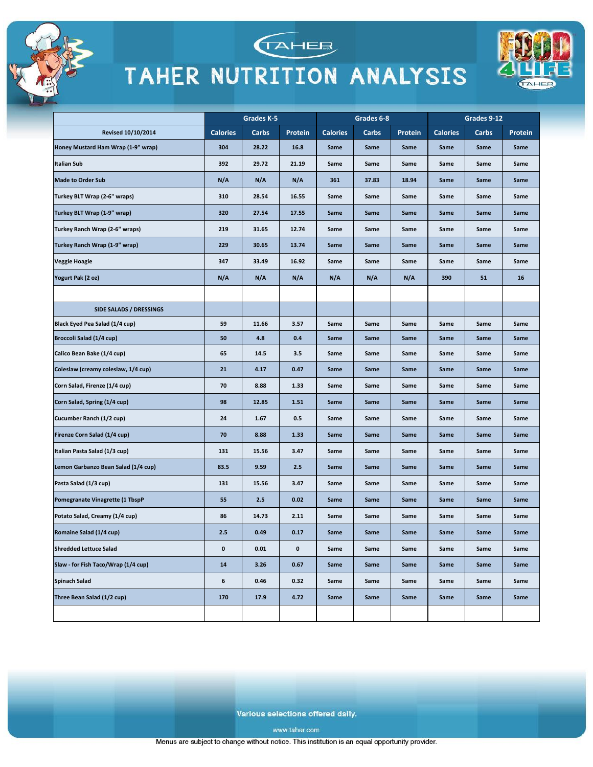# TAHER NUTRITION ANALYSIS

| Revised 10/10/2014 | Grades K-5 | | | Grades 6-8 | | | Grades 9-12 | | |
|---|---|---|---|---|---|---|---|---|---|
| | Calories | Carbs | Protein | Calories | Carbs | Protein | Calories | Carbs | Protein |
| Honey Mustard Ham Wrap (1-9" wrap) | 304 | 28.22 | 16.8 | Same | Same | Same | Same | Same | Same |
| Italian Sub | 392 | 29.72 | 21.19 | Same | Same | Same | Same | Same | Same |
| Made to Order Sub | N/A | N/A | N/A | 361 | 37.83 | 18.94 | Same | Same | Same |
| Turkey BLT Wrap (2-6" wraps) | 310 | 28.54 | 16.55 | Same | Same | Same | Same | Same | Same |
| Turkey BLT Wrap (1-9" wrap) | 320 | 27.54 | 17.55 | Same | Same | Same | Same | Same | Same |
| Turkey Ranch Wrap (2-6" wraps) | 219 | 31.65 | 12.74 | Same | Same | Same | Same | Same | Same |
| Turkey Ranch Wrap (1-9" wrap) | 229 | 30.65 | 13.74 | Same | Same | Same | Same | Same | Same |
| Veggie Hoagie | 347 | 33.49 | 16.92 | Same | Same | Same | Same | Same | Same |
| Yogurt Pak (2 oz) | N/A | N/A | N/A | N/A | N/A | N/A | 390 | 51 | 16 |
| | | | | | | | | | |
| SIDE SALADS / DRESSINGS | | | | | | | | | |
| Black Eyed Pea Salad (1/4 cup) | 59 | 11.66 | 3.57 | Same | Same | Same | Same | Same | Same |
| Broccoli Salad (1/4 cup) | 50 | 4.8 | 0.4 | Same | Same | Same | Same | Same | Same |
| Calico Bean Bake (1/4 cup) | 65 | 14.5 | 3.5 | Same | Same | Same | Same | Same | Same |
| Coleslaw (creamy coleslaw, 1/4 cup) | 21 | 4.17 | 0.47 | Same | Same | Same | Same | Same | Same |
| Corn Salad, Firenze (1/4 cup) | 70 | 8.88 | 1.33 | Same | Same | Same | Same | Same | Same |
| Corn Salad, Spring (1/4 cup) | 98 | 12.85 | 1.51 | Same | Same | Same | Same | Same | Same |
| Cucumber Ranch (1/2 cup) | 24 | 1.67 | 0.5 | Same | Same | Same | Same | Same | Same |
| Firenze Corn Salad (1/4 cup) | 70 | 8.88 | 1.33 | Same | Same | Same | Same | Same | Same |
| Italian Pasta Salad (1/3 cup) | 131 | 15.56 | 3.47 | Same | Same | Same | Same | Same | Same |
| Lemon Garbanzo Bean Salad (1/4 cup) | 83.5 | 9.59 | 2.5 | Same | Same | Same | Same | Same | Same |
| Pasta Salad (1/3 cup) | 131 | 15.56 | 3.47 | Same | Same | Same | Same | Same | Same |
| Pomegranate Vinagrette (1 TbspP | 55 | 2.5 | 0.02 | Same | Same | Same | Same | Same | Same |
| Potato Salad, Creamy (1/4 cup) | 86 | 14.73 | 2.11 | Same | Same | Same | Same | Same | Same |
| Romaine Salad (1/4 cup) | 2.5 | 0.49 | 0.17 | Same | Same | Same | Same | Same | Same |
| Shredded Lettuce Salad | 0 | 0.01 | 0 | Same | Same | Same | Same | Same | Same |
| Slaw - for Fish Taco/Wrap (1/4 cup) | 14 | 3.26 | 0.67 | Same | Same | Same | Same | Same | Same |
| Spinach Salad | 6 | 0.46 | 0.32 | Same | Same | Same | Same | Same | Same |
| Three Bean Salad (1/2 cup) | 170 | 17.9 | 4.72 | Same | Same | Same | Same | Same | Same |

Various selections offered daily.

www.taher.com

Menus are subject to change without notice. This institution is an equal opportunity provider.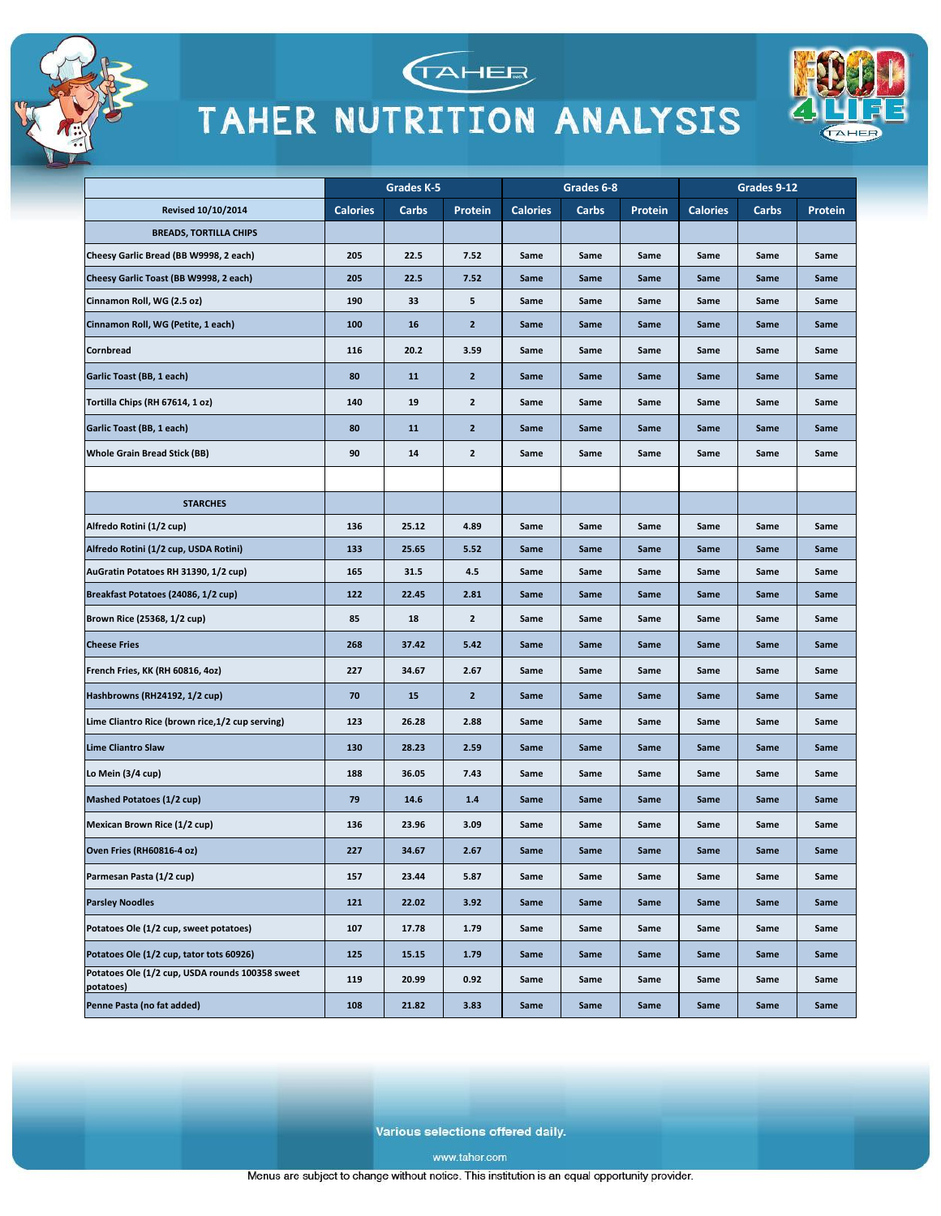# TAHER NUTRITION ANALYSIS

| | Grades K-5 | | | Grades 6-8 | | | Grades 9-12 | | |
|---|---|---|---|---|---|---|---|---|---|
| Revised 10/10/2014 | Calories | Carbs | Protein | Calories | Carbs | Protein | Calories | Carbs | Protein |
| BREADS, TORTILLA CHIPS | | | | | | | | | |
| Cheesy Garlic Bread (BB W9998, 2 each) | 205 | 22.5 | 7.52 | Same | Same | Same | Same | Same | Same |
| Cheesy Garlic Toast (BB W9998, 2 each) | 205 | 22.5 | 7.52 | Same | Same | Same | Same | Same | Same |
| Cinnamon Roll, WG (2.5 oz) | 190 | 33 | 5 | Same | Same | Same | Same | Same | Same |
| Cinnamon Roll, WG (Petite, 1 each) | 100 | 16 | 2 | Same | Same | Same | Same | Same | Same |
| Cornbread | 116 | 20.2 | 3.59 | Same | Same | Same | Same | Same | Same |
| Garlic Toast (BB, 1 each) | 80 | 11 | 2 | Same | Same | Same | Same | Same | Same |
| Tortilla Chips (RH 67614, 1 oz) | 140 | 19 | 2 | Same | Same | Same | Same | Same | Same |
| Garlic Toast (BB, 1 each) | 80 | 11 | 2 | Same | Same | Same | Same | Same | Same |
| Whole Grain Bread Stick (BB) | 90 | 14 | 2 | Same | Same | Same | Same | Same | Same |
| | | | | | | | | | |
| STARCHES | | | | | | | | | |
| Alfredo Rotini (1/2 cup) | 136 | 25.12 | 4.89 | Same | Same | Same | Same | Same | Same |
| Alfredo Rotini (1/2 cup, USDA Rotini) | 133 | 25.65 | 5.52 | Same | Same | Same | Same | Same | Same |
| AuGratin Potatoes RH 31390, 1/2 cup) | 165 | 31.5 | 4.5 | Same | Same | Same | Same | Same | Same |
| Breakfast Potatoes (24086, 1/2 cup) | 122 | 22.45 | 2.81 | Same | Same | Same | Same | Same | Same |
| Brown Rice (25368, 1/2 cup) | 85 | 18 | 2 | Same | Same | Same | Same | Same | Same |
| Cheese Fries | 268 | 37.42 | 5.42 | Same | Same | Same | Same | Same | Same |
| French Fries, KK (RH 60816, 4oz) | 227 | 34.67 | 2.67 | Same | Same | Same | Same | Same | Same |
| Hashbrowns (RH24192, 1/2 cup) | 70 | 15 | 2 | Same | Same | Same | Same | Same | Same |
| Lime Cilantro Rice (brown rice,1/2 cup serving) | 123 | 26.28 | 2.88 | Same | Same | Same | Same | Same | Same |
| Lime Cilantro Slaw | 130 | 28.23 | 2.59 | Same | Same | Same | Same | Same | Same |
| Lo Mein (3/4 cup) | 188 | 36.05 | 7.43 | Same | Same | Same | Same | Same | Same |
| Mashed Potatoes (1/2 cup) | 79 | 14.6 | 1.4 | Same | Same | Same | Same | Same | Same |
| Mexican Brown Rice (1/2 cup) | 136 | 23.96 | 3.09 | Same | Same | Same | Same | Same | Same |
| Oven Fries (RH60816-4 oz) | 227 | 34.67 | 2.67 | Same | Same | Same | Same | Same | Same |
| Parmesan Pasta (1/2 cup) | 157 | 23.44 | 5.87 | Same | Same | Same | Same | Same | Same |
| Parsley Noodles | 121 | 22.02 | 3.92 | Same | Same | Same | Same | Same | Same |
| Potatoes Ole (1/2 cup, sweet potatoes) | 107 | 17.78 | 1.79 | Same | Same | Same | Same | Same | Same |
| Potatoes Ole (1/2 cup, tator tots 60926) | 125 | 15.15 | 1.79 | Same | Same | Same | Same | Same | Same |
| Potatoes Ole (1/2 cup, USDA rounds 100358 sweet potatoes) | 119 | 20.99 | 0.92 | Same | Same | Same | Same | Same | Same |
| Penne Pasta (no fat added) | 108 | 21.82 | 3.83 | Same | Same | Same | Same | Same | Same |

Various selections offered daily.

www.tahor.com

Menus are subject to change without notice. This institution is an equal opportunity provider.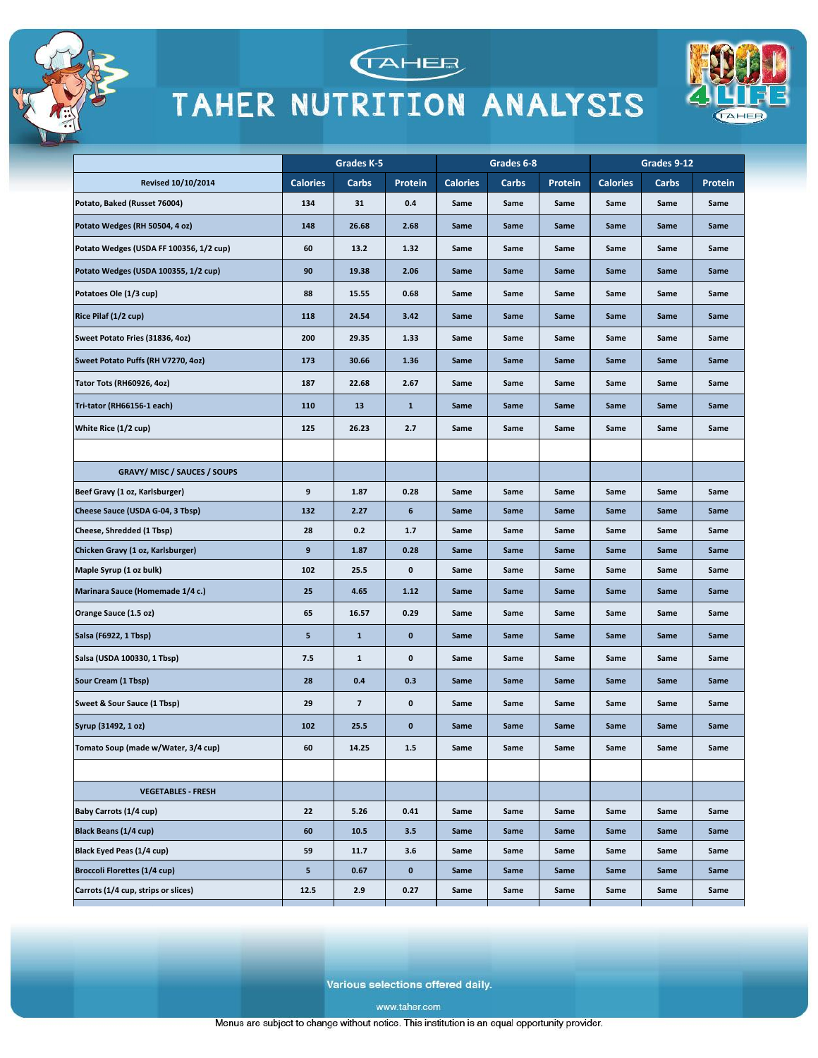# TAHER NUTRITION ANALYSIS

| Revised 10/10/2014 | Grades K-5 | | | Grades 6-8 | | | Grades 9-12 | | |
|---|---|---|---|---|---|---|---|---|---|
| | Calories | Carbs | Protein | Calories | Carbs | Protein | Calories | Carbs | Protein |
| Potato, Baked (Russet 76004) | 134 | 31 | 0.4 | Same | Same | Same | Same | Same | Same |
| Potato Wedges (RH 50504, 4 oz) | 148 | 26.68 | 2.68 | Same | Same | Same | Same | Same | Same |
| Potato Wedges (USDA FF 100356, 1/2 cup) | 60 | 13.2 | 1.32 | Same | Same | Same | Same | Same | Same |
| Potato Wedges (USDA 100355, 1/2 cup) | 90 | 19.38 | 2.06 | Same | Same | Same | Same | Same | Same |
| Potatoes Ole (1/3 cup) | 88 | 15.55 | 0.68 | Same | Same | Same | Same | Same | Same |
| Rice Pilaf (1/2 cup) | 118 | 24.54 | 3.42 | Same | Same | Same | Same | Same | Same |
| Sweet Potato Fries (31836, 4oz) | 200 | 29.35 | 1.33 | Same | Same | Same | Same | Same | Same |
| Sweet Potato Puffs (RH V7270, 4oz) | 173 | 30.66 | 1.36 | Same | Same | Same | Same | Same | Same |
| Tator Tots (RH60926, 4oz) | 187 | 22.68 | 2.67 | Same | Same | Same | Same | Same | Same |
| Tri-tator (RH66156-1 each) | 110 | 13 | 1 | Same | Same | Same | Same | Same | Same |
| White Rice (1/2 cup) | 125 | 26.23 | 2.7 | Same | Same | Same | Same | Same | Same |
| | | | | | | | | | |
| GRAVY/ MISC / SAUCES / SOUPS | | | | | | | | | |
| Beef Gravy (1 oz, Karlsburger) | 9 | 1.87 | 0.28 | Same | Same | Same | Same | Same | Same |
| Cheese Sauce (USDA G-04, 3 Tbsp) | 132 | 2.27 | 6 | Same | Same | Same | Same | Same | Same |
| Cheese, Shredded (1 Tbsp) | 28 | 0.2 | 1.7 | Same | Same | Same | Same | Same | Same |
| Chicken Gravy (1 oz, Karlsburger) | 9 | 1.87 | 0.28 | Same | Same | Same | Same | Same | Same |
| Maple Syrup (1 oz bulk) | 102 | 25.5 | 0 | Same | Same | Same | Same | Same | Same |
| Marinara Sauce (Homemade 1/4 c.) | 25 | 4.65 | 1.12 | Same | Same | Same | Same | Same | Same |
| Orange Sauce (1.5 oz) | 65 | 16.57 | 0.29 | Same | Same | Same | Same | Same | Same |
| Salsa (F6922, 1 Tbsp) | 5 | 1 | 0 | Same | Same | Same | Same | Same | Same |
| Salsa (USDA 100330, 1 Tbsp) | 7.5 | 1 | 0 | Same | Same | Same | Same | Same | Same |
| Sour Cream (1 Tbsp) | 28 | 0.4 | 0.3 | Same | Same | Same | Same | Same | Same |
| Sweet & Sour Sauce (1 Tbsp) | 29 | 7 | 0 | Same | Same | Same | Same | Same | Same |
| Syrup (31492, 1 oz) | 102 | 25.5 | 0 | Same | Same | Same | Same | Same | Same |
| Tomato Soup (made w/Water, 3/4 cup) | 60 | 14.25 | 1.5 | Same | Same | Same | Same | Same | Same |
| | | | | | | | | | |
| VEGETABLES - FRESH | | | | | | | | | |
| Baby Carrots (1/4 cup) | 22 | 5.26 | 0.41 | Same | Same | Same | Same | Same | Same |
| Black Beans (1/4 cup) | 60 | 10.5 | 3.5 | Same | Same | Same | Same | Same | Same |
| Black Eyed Peas (1/4 cup) | 59 | 11.7 | 3.6 | Same | Same | Same | Same | Same | Same |
| Broccoli Florettes (1/4 cup) | 5 | 0.67 | 0 | Same | Same | Same | Same | Same | Same |
| Carrots (1/4 cup, strips or slices) | 12.5 | 2.9 | 0.27 | Same | Same | Same | Same | Same | Same |

Various selections offered daily.

www.tahor.com

Menus are subject to change without notice. This institution is an equal opportunity provider.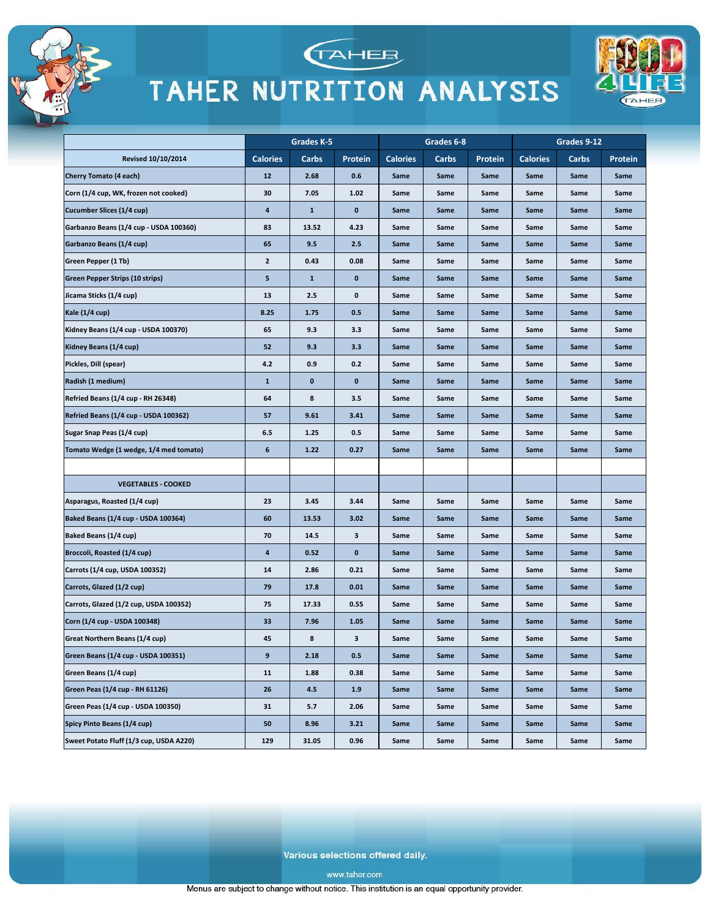# TAHER NUTRITION ANALYSIS

| Revised 10/10/2014 | Grades K-5 | | | Grades 6-8 | | | Grades 9-12 | | |
|---|---|---|---|---|---|---|---|---|---|
| | Calories | Carbs | Protein | Calories | Carbs | Protein | Calories | Carbs | Protein |
| Cherry Tomato (4 each) | 12 | 2.68 | 0.6 | Same | Same | Same | Same | Same | Same |
| Corn (1/4 cup, WK, frozen not cooked) | 30 | 7.05 | 1.02 | Same | Same | Same | Same | Same | Same |
| Cucumber Slices (1/4 cup) | 4 | 1 | 0 | Same | Same | Same | Same | Same | Same |
| Garbanzo Beans (1/4 cup - USDA 100360) | 83 | 13.52 | 4.23 | Same | Same | Same | Same | Same | Same |
| Garbanzo Beans (1/4 cup) | 65 | 9.5 | 2.5 | Same | Same | Same | Same | Same | Same |
| Green Pepper (1 Tb) | 2 | 0.43 | 0.08 | Same | Same | Same | Same | Same | Same |
| Green Pepper Strips (10 strips) | 5 | 1 | 0 | Same | Same | Same | Same | Same | Same |
| Jicama Sticks (1/4 cup) | 13 | 2.5 | 0 | Same | Same | Same | Same | Same | Same |
| Kale (1/4 cup) | 8.25 | 1.75 | 0.5 | Same | Same | Same | Same | Same | Same |
| Kidney Beans (1/4 cup - USDA 100370) | 65 | 9.3 | 3.3 | Same | Same | Same | Same | Same | Same |
| Kidney Beans (1/4 cup) | 52 | 9.3 | 3.3 | Same | Same | Same | Same | Same | Same |
| Pickles, Dill (spear) | 4.2 | 0.9 | 0.2 | Same | Same | Same | Same | Same | Same |
| Radish (1 medium) | 1 | 0 | 0 | Same | Same | Same | Same | Same | Same |
| Refried Beans (1/4 cup - RH 26348) | 64 | 8 | 3.5 | Same | Same | Same | Same | Same | Same |
| Refried Beans (1/4 cup - USDA 100362) | 57 | 9.61 | 3.41 | Same | Same | Same | Same | Same | Same |
| Sugar Snap Peas (1/4 cup) | 6.5 | 1.25 | 0.5 | Same | Same | Same | Same | Same | Same |
| Tomato Wedge (1 wedge, 1/4 med tomato) | 6 | 1.22 | 0.27 | Same | Same | Same | Same | Same | Same |
| | | | | | | | | | |
| VEGETABLES - COOKED | | | | | | | | | |
| Asparagus, Roasted (1/4 cup) | 23 | 3.45 | 3.44 | Same | Same | Same | Same | Same | Same |
| Baked Beans (1/4 cup - USDA 100364) | 60 | 13.53 | 3.02 | Same | Same | Same | Same | Same | Same |
| Baked Beans (1/4 cup) | 70 | 14.5 | 3 | Same | Same | Same | Same | Same | Same |
| Broccoli, Roasted (1/4 cup) | 4 | 0.52 | 0 | Same | Same | Same | Same | Same | Same |
| Carrots (1/4 cup, USDA 100352) | 14 | 2.86 | 0.21 | Same | Same | Same | Same | Same | Same |
| Carrots, Glazed (1/2 cup) | 79 | 17.8 | 0.01 | Same | Same | Same | Same | Same | Same |
| Carrots, Glazed (1/2 cup, USDA 100352) | 75 | 17.33 | 0.55 | Same | Same | Same | Same | Same | Same |
| Corn (1/4 cup - USDA 100348) | 33 | 7.96 | 1.05 | Same | Same | Same | Same | Same | Same |
| Great Northern Beans (1/4 cup) | 45 | 8 | 3 | Same | Same | Same | Same | Same | Same |
| Green Beans (1/4 cup - USDA 100351) | 9 | 2.18 | 0.5 | Same | Same | Same | Same | Same | Same |
| Green Beans (1/4 cup) | 11 | 1.88 | 0.38 | Same | Same | Same | Same | Same | Same |
| Green Peas (1/4 cup - RH 61126) | 26 | 4.5 | 1.9 | Same | Same | Same | Same | Same | Same |
| Green Peas (1/4 cup - USDA 100350) | 31 | 5.7 | 2.06 | Same | Same | Same | Same | Same | Same |
| Spicy Pinto Beans (1/4 cup) | 50 | 8.96 | 3.21 | Same | Same | Same | Same | Same | Same |
| Sweet Potato Fluff (1/3 cup, USDA A220) | 129 | 31.05 | 0.96 | Same | Same | Same | Same | Same | Same |

Various selections offered daily.

www.taher.com

Menus are subject to change without notice. This institution is an equal opportunity provider.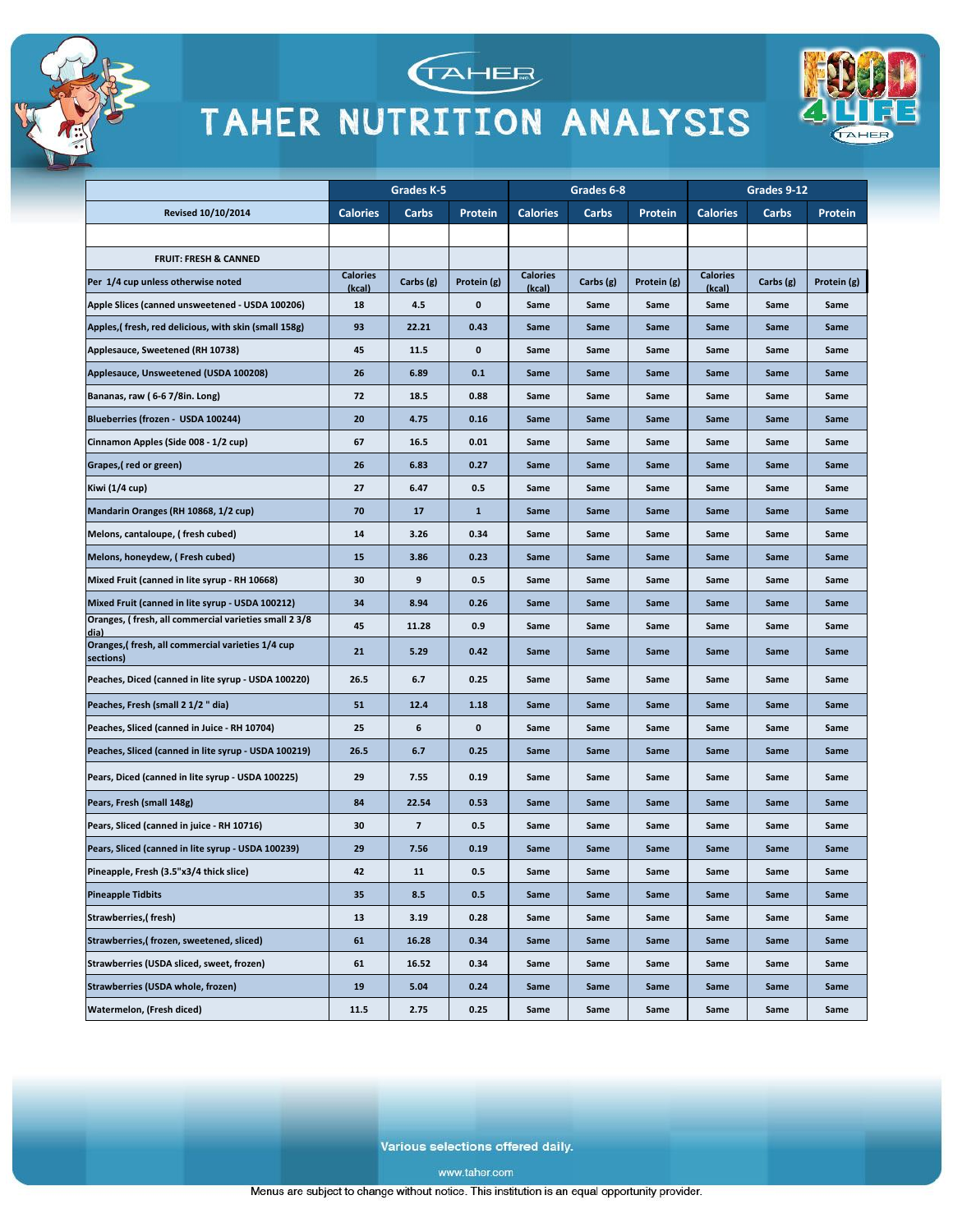# TAHER NUTRITION ANALYSIS

| | Grades K-5 | | | Grades 6-8 | | | Grades 9-12 | | |
|---|---|---|---|---|---|---|---|---|---|
| Revised 10/10/2014 | Calories | Carbs | Protein | Calories | Carbs | Protein | Calories | Carbs | Protein |
| | | | | | | | | | |
| FRUIT: FRESH & CANNED | | | | | | | | | |
| Per 1/4 cup unless otherwise noted | Calories (kcal) | Carbs (g) | Protein (g) | Calories (kcal) | Carbs (g) | Protein (g) | Calories (kcal) | Carbs (g) | Protein (g) |
| Apple Slices (canned unsweetened - USDA 100206) | 18 | 4.5 | 0 | Same | Same | Same | Same | Same | Same |
| Apples,( fresh, red delicious, with skin (small 158g) | 93 | 22.21 | 0.43 | Same | Same | Same | Same | Same | Same |
| Applesauce, Sweetened (RH 10738) | 45 | 11.5 | 0 | Same | Same | Same | Same | Same | Same |
| Applesauce, Unsweetened (USDA 100208) | 26 | 6.89 | 0.1 | Same | Same | Same | Same | Same | Same |
| Bananas, raw ( 6-6 7/8in. Long) | 72 | 18.5 | 0.88 | Same | Same | Same | Same | Same | Same |
| Blueberries (frozen - USDA 100244) | 20 | 4.75 | 0.16 | Same | Same | Same | Same | Same | Same |
| Cinnamon Apples (Side 008 - 1/2 cup) | 67 | 16.5 | 0.01 | Same | Same | Same | Same | Same | Same |
| Grapes,( red or green) | 26 | 6.83 | 0.27 | Same | Same | Same | Same | Same | Same |
| Kiwi (1/4 cup) | 27 | 6.47 | 0.5 | Same | Same | Same | Same | Same | Same |
| Mandarin Oranges (RH 10868, 1/2 cup) | 70 | 17 | 1 | Same | Same | Same | Same | Same | Same |
| Melons, cantaloupe, ( fresh cubed) | 14 | 3.26 | 0.34 | Same | Same | Same | Same | Same | Same |
| Melons, honeydew, ( Fresh cubed) | 15 | 3.86 | 0.23 | Same | Same | Same | Same | Same | Same |
| Mixed Fruit (canned in lite syrup - RH 10668) | 30 | 9 | 0.5 | Same | Same | Same | Same | Same | Same |
| Mixed Fruit (canned in lite syrup - USDA 100212) | 34 | 8.94 | 0.26 | Same | Same | Same | Same | Same | Same |
| Oranges, ( fresh, all commercial varieties small 2 3/8 dia) | 45 | 11.28 | 0.9 | Same | Same | Same | Same | Same | Same |
| Oranges,( fresh, all commercial varieties 1/4 cup sections) | 21 | 5.29 | 0.42 | Same | Same | Same | Same | Same | Same |
| Peaches, Diced (canned in lite syrup - USDA 100220) | 26.5 | 6.7 | 0.25 | Same | Same | Same | Same | Same | Same |
| Peaches, Fresh (small 2 1/2 " dia) | 51 | 12.4 | 1.18 | Same | Same | Same | Same | Same | Same |
| Peaches, Sliced (canned in Juice - RH 10704) | 25 | 6 | 0 | Same | Same | Same | Same | Same | Same |
| Peaches, Sliced (canned in lite syrup - USDA 100219) | 26.5 | 6.7 | 0.25 | Same | Same | Same | Same | Same | Same |
| Pears, Diced (canned in lite syrup - USDA 100225) | 29 | 7.55 | 0.19 | Same | Same | Same | Same | Same | Same |
| Pears, Fresh (small 148g) | 84 | 22.54 | 0.53 | Same | Same | Same | Same | Same | Same |
| Pears, Sliced (canned in juice - RH 10716) | 30 | 7 | 0.5 | Same | Same | Same | Same | Same | Same |
| Pears, Sliced (canned in lite syrup - USDA 100239) | 29 | 7.56 | 0.19 | Same | Same | Same | Same | Same | Same |
| Pineapple, Fresh (3.5"x3/4 thick slice) | 42 | 11 | 0.5 | Same | Same | Same | Same | Same | Same |
| Pineapple Tidbits | 35 | 8.5 | 0.5 | Same | Same | Same | Same | Same | Same |
| Strawberries,( fresh) | 13 | 3.19 | 0.28 | Same | Same | Same | Same | Same | Same |
| Strawberries,( frozen, sweetened, sliced) | 61 | 16.28 | 0.34 | Same | Same | Same | Same | Same | Same |
| Strawberries (USDA sliced, sweet, frozen) | 61 | 16.52 | 0.34 | Same | Same | Same | Same | Same | Same |
| Strawberries (USDA whole, frozen) | 19 | 5.04 | 0.24 | Same | Same | Same | Same | Same | Same |
| Watermelon, (Fresh diced) | 11.5 | 2.75 | 0.25 | Same | Same | Same | Same | Same | Same |

Various selections offered daily.

www.tahor.com

Menus are subject to change without notice. This institution is an equal opportunity provider.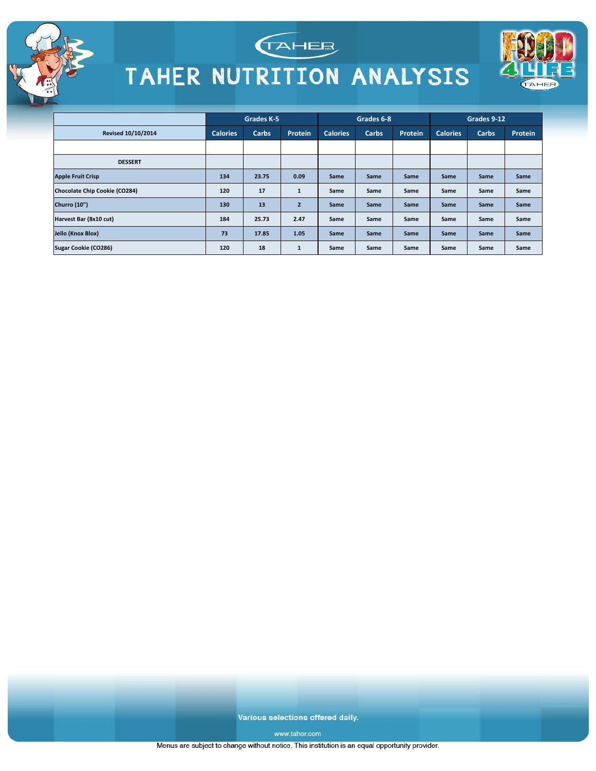# TAHER NUTRITION ANALYSIS

| | Grades K-5 | | | Grades 6-8 | | | Grades 9-12 | | |
|---|---|---|---|---|---|---|---|---|---|
| Revised 10/10/2014 | Calories | Carbs | Protein | Calories | Carbs | Protein | Calories | Carbs | Protein |
| | | | | | | | | | |
| DESSERT | | | | | | | | | |
| Apple Fruit Crisp | 134 | 23.75 | 0.09 | Same | Same | Same | Same | Same | Same |
| Chocolate Chip Cookie (CO284) | 120 | 17 | 1 | Same | Same | Same | Same | Same | Same |
| Churro (10") | 130 | 13 | 2 | Same | Same | Same | Same | Same | Same |
| Harvest Bar (8x10 cut) | 184 | 25.73 | 2.47 | Same | Same | Same | Same | Same | Same |
| Jello (Knox Blox) | 73 | 17.85 | 1.05 | Same | Same | Same | Same | Same | Same |
| Sugar Cookie (CO286) | 120 | 18 | 1 | Same | Same | Same | Same | Same | Same |

Various selections offered daily.

www.taher.com

Menus are subject to change without notice. This institution is an equal opportunity provider.